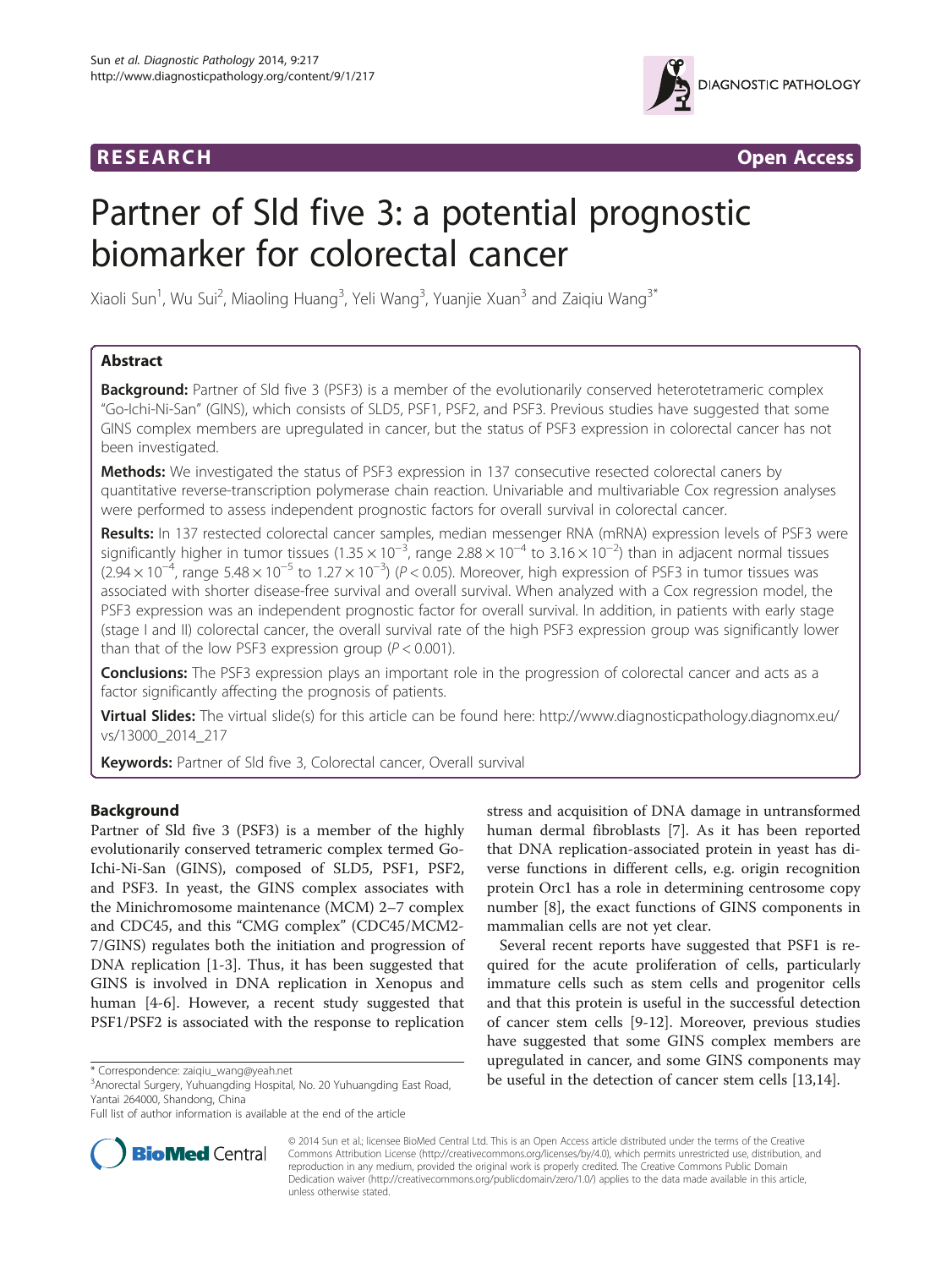RESEARCH Open Access

# Partner of Sld five 3: a potential prognostic biomarker for colorectal cancer

Xiaoli Sun[1], Wu Sui[2], Miaoling Huang[3], Yeli Wang[3], Yuanjie Xuan[3] and Zaiqiu Wang[3*]

## Abstract

**Background:** Partner of Sld five 3 (PSF3) is a member of the evolutionarily conserved heterotetrameric complex "Go-Ichi-Ni-San" (GINS), which consists of SLD5, PSF1, PSF2, and PSF3. Previous studies have suggested that some GINS complex members are upregulated in cancer, but the status of PSF3 expression in colorectal cancer has not been investigated.

**Methods:** We investigated the status of PSF3 expression in 137 consecutive resected colorectal caners by quantitative reverse-transcription polymerase chain reaction. Univariable and multivariable Cox regression analyses were performed to assess independent prognostic factors for overall survival in colorectal cancer.

**Results:** In 137 restected colorectal cancer samples, median messenger RNA (mRNA) expression levels of PSF3 were significantly higher in tumor tissues ($1.35 \times 10^{-3}$, range $2.88 \times 10^{-4}$ to $3.16 \times 10^{-2}$) than in adjacent normal tissues ($2.94 \times 10^{-4}$, range $5.48 \times 10^{-5}$ to $1.27 \times 10^{-3}$) ($P < 0.05$). Moreover, high expression of PSF3 in tumor tissues was associated with shorter disease-free survival and overall survival. When analyzed with a Cox regression model, the PSF3 expression was an independent prognostic factor for overall survival. In addition, in patients with early stage (stage I and II) colorectal cancer, the overall survival rate of the high PSF3 expression group was significantly lower than that of the low PSF3 expression group ($P < 0.001$).

**Conclusions:** The PSF3 expression plays an important role in the progression of colorectal cancer and acts as a factor significantly affecting the prognosis of patients.

**Virtual Slides:** The virtual slide(s) for this article can be found here: http://www.diagnosticpathology.diagnomx.eu/vs/13000_2014_217

**Keywords:** Partner of Sld five 3, Colorectal cancer, Overall survival

## Background

Partner of Sld five 3 (PSF3) is a member of the highly evolutionarily conserved tetrameric complex termed Go-Ichi-Ni-San (GINS), composed of SLD5, PSF1, PSF2, and PSF3. In yeast, the GINS complex associates with the Minichromosome maintenance (MCM) 2–7 complex and CDC45, and this "CMG complex" (CDC45/MCM2-7/GINS) regulates both the initiation and progression of DNA replication [1-3]. Thus, it has been suggested that GINS is involved in DNA replication in Xenopus and human [4-6]. However, a recent study suggested that PSF1/PSF2 is associated with the response to replication stress and acquisition of DNA damage in untransformed human dermal fibroblasts [7]. As it has been reported that DNA replication-associated protein in yeast has diverse functions in different cells, e.g. origin recognition protein Orc1 has a role in determining centrosome copy number [8], the exact functions of GINS components in mammalian cells are not yet clear.

Several recent reports have suggested that PSF1 is required for the acute proliferation of cells, particularly immature cells such as stem cells and progenitor cells and that this protein is useful in the successful detection of cancer stem cells [9-12]. Moreover, previous studies have suggested that some GINS complex members are upregulated in cancer, and some GINS components may be useful in the detection of cancer stem cells [13,14].

* Correspondence: zaiqiu_wang@yeah.net
[3]Anorectal Surgery, Yuhuangding Hospital, No. 20 Yuhuangding East Road, Yantai 264000, Shandong, China
Full list of author information is available at the end of the article

© 2014 Sun et al.; licensee BioMed Central Ltd. This is an Open Access article distributed under the terms of the Creative Commons Attribution License (http://creativecommons.org/licenses/by/4.0), which permits unrestricted use, distribution, and reproduction in any medium, provided the original work is properly credited. The Creative Commons Public Domain Dedication waiver (http://creativecommons.org/publicdomain/zero/1.0/) applies to the data made available in this article, unless otherwise stated.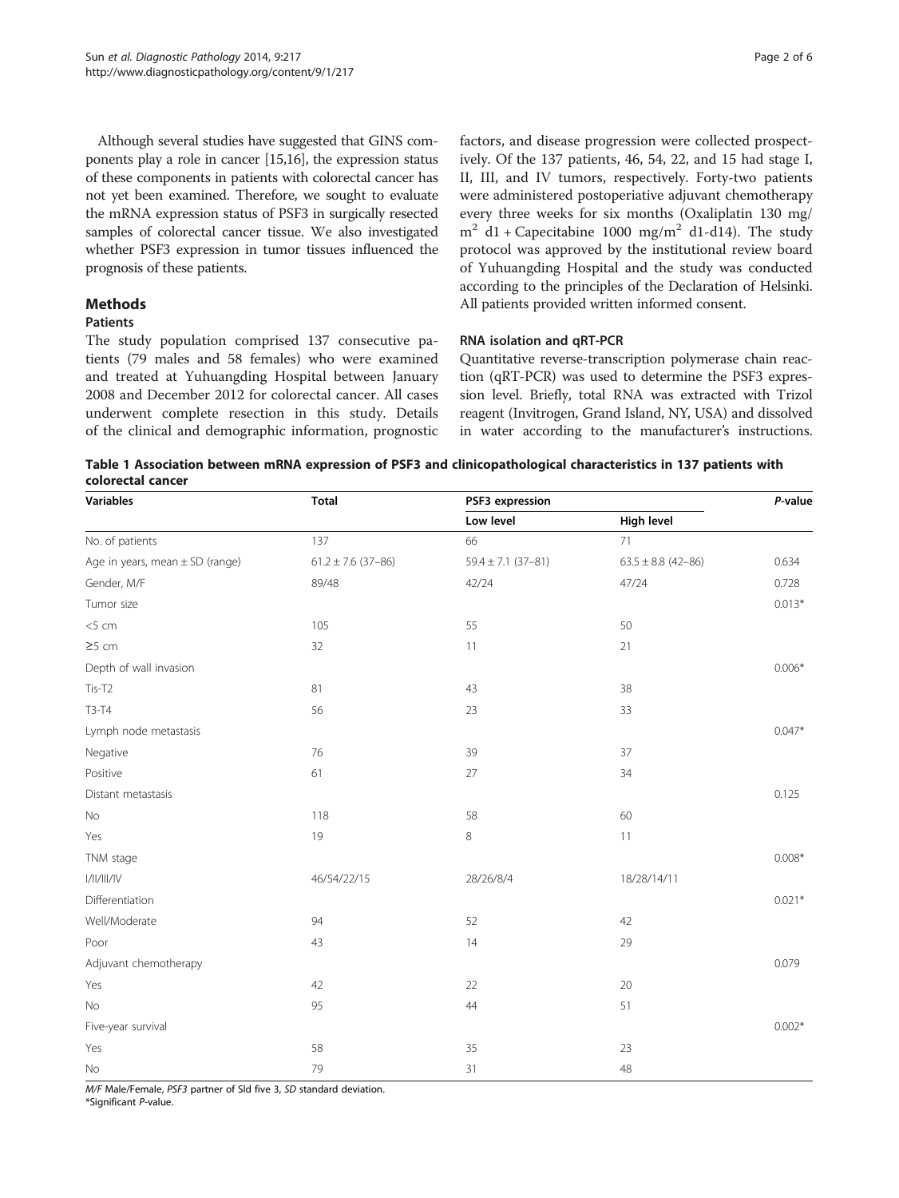Although several studies have suggested that GINS components play a role in cancer [15,16], the expression status of these components in patients with colorectal cancer has not yet been examined. Therefore, we sought to evaluate the mRNA expression status of PSF3 in surgically resected samples of colorectal cancer tissue. We also investigated whether PSF3 expression in tumor tissues influenced the prognosis of these patients.

## Methods

### Patients

The study population comprised 137 consecutive patients (79 males and 58 females) who were examined and treated at Yuhuangding Hospital between January 2008 and December 2012 for colorectal cancer. All cases underwent complete resection in this study. Details of the clinical and demographic information, prognostic factors, and disease progression were collected prospectively. Of the 137 patients, 46, 54, 22, and 15 had stage I, II, III, and IV tumors, respectively. Forty-two patients were administered postoperiative adjuvant chemotherapy every three weeks for six months (Oxaliplatin 130 mg/$m^2$ d1 + Capecitabine 1000 mg/$m^2$ d1-d14). The study protocol was approved by the institutional review board of Yuhuangding Hospital and the study was conducted according to the principles of the Declaration of Helsinki. All patients provided written informed consent.

### RNA isolation and qRT-PCR

Quantitative reverse-transcription polymerase chain reaction (qRT-PCR) was used to determine the PSF3 expression level. Briefly, total RNA was extracted with Trizol reagent (Invitrogen, Grand Island, NY, USA) and dissolved in water according to the manufacturer's instructions.

**Table 1 Association between mRNA expression of PSF3 and clinicopathological characteristics in 137 patients with colorectal cancer**

| Variables | Total | PSF3 expression | | *P*-value |
|---|---|---|---|---|
| | | Low level | High level | |
| No. of patients | 137 | 66 | 71 | |
| Age in years, mean ± SD (range) | 61.2 ± 7.6 (37–86) | 59.4 ± 7.1 (37–81) | 63.5 ± 8.8 (42–86) | 0.634 |
| Gender, M/F | 89/48 | 42/24 | 47/24 | 0.728 |
| Tumor size | | | | 0.013* |
| <5 cm | 105 | 55 | 50 | |
| ≥5 cm | 32 | 11 | 21 | |
| Depth of wall invasion | | | | 0.006* |
| Tis-T2 | 81 | 43 | 38 | |
| T3-T4 | 56 | 23 | 33 | |
| Lymph node metastasis | | | | 0.047* |
| Negative | 76 | 39 | 37 | |
| Positive | 61 | 27 | 34 | |
| Distant metastasis | | | | 0.125 |
| No | 118 | 58 | 60 | |
| Yes | 19 | 8 | 11 | |
| TNM stage | | | | 0.008* |
| I/II/III/IV | 46/54/22/15 | 28/26/8/4 | 18/28/14/11 | |
| Differentiation | | | | 0.021* |
| Well/Moderate | 94 | 52 | 42 | |
| Poor | 43 | 14 | 29 | |
| Adjuvant chemotherapy | | | | 0.079 |
| Yes | 42 | 22 | 20 | |
| No | 95 | 44 | 51 | |
| Five-year survival | | | | 0.002* |
| Yes | 58 | 35 | 23 | |
| No | 79 | 31 | 48 | |

*M/F* Male/Female, *PSF3* partner of Sld five 3, *SD* standard deviation.
*Significant *P*-value.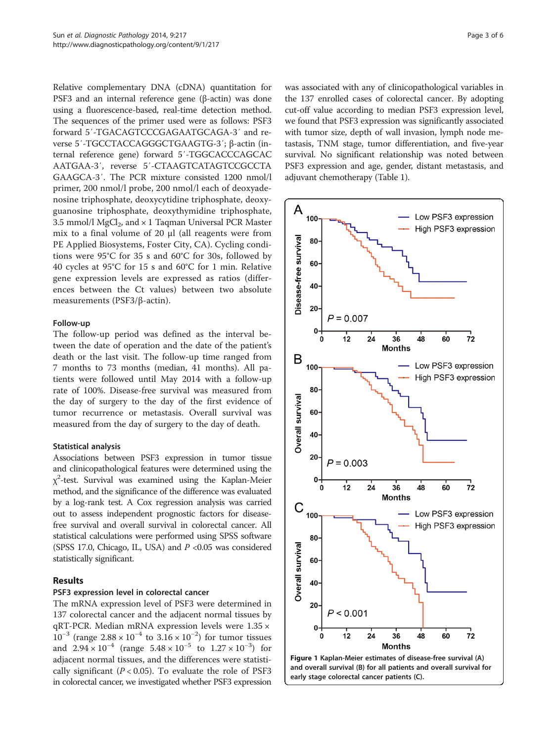Relative complementary DNA (cDNA) quantitation for PSF3 and an internal reference gene (β-actin) was done using a fluorescence-based, real-time detection method. The sequences of the primer used were as follows: PSF3 forward 5′-TGACAGTCCCGAGAATGCAGA-3′ and reverse 5′-TGCCTACCAGGGCTGAAGTG-3′; β-actin (internal reference gene) forward 5′-TGGCACCCAGCACAATGAA-3′, reverse 5′-CTAAGTCATAGTCCGCCTAGAAGCA-3′. The PCR mixture consisted 1200 nmol/l primer, 200 nmol/l probe, 200 nmol/l each of deoxyadenosine triphosphate, deoxycytidine triphosphate, deoxyguanosine triphosphate, deoxythymidine triphosphate, 3.5 mmol/l $MgCl_2$, and × 1 Taqman Universal PCR Master mix to a final volume of 20 μl (all reagents were from PE Applied Biosystems, Foster City, CA). Cycling conditions were 95°C for 35 s and 60°C for 30s, followed by 40 cycles at 95°C for 15 s and 60°C for 1 min. Relative gene expression levels are expressed as ratios (differences between the Ct values) between two absolute measurements (PSF3/β-actin).

### Follow-up

The follow-up period was defined as the interval between the date of operation and the date of the patient's death or the last visit. The follow-up time ranged from 7 months to 73 months (median, 41 months). All patients were followed until May 2014 with a follow-up rate of 100%. Disease-free survival was measured from the day of surgery to the day of the first evidence of tumor recurrence or metastasis. Overall survival was measured from the day of surgery to the day of death.

### Statistical analysis

Associations between PSF3 expression in tumor tissue and clinicopathological features were determined using the $\chi^2$-test. Survival was examined using the Kaplan-Meier method, and the significance of the difference was evaluated by a log-rank test. A Cox regression analysis was carried out to assess independent prognostic factors for disease-free survival and overall survival in colorectal cancer. All statistical calculations were performed using SPSS software (SPSS 17.0, Chicago, IL, USA) and $P$ <0.05 was considered statistically significant.

## Results

### PSF3 expression level in colorectal cancer

The mRNA expression level of PSF3 were determined in 137 colorectal cancer and the adjacent normal tissues by qRT-PCR. Median mRNA expression levels were $1.35 \times 10^{-3}$ (range $2.88 \times 10^{-4}$ to $3.16 \times 10^{-2}$) for tumor tissues and $2.94 \times 10^{-4}$ (range $5.48 \times 10^{-5}$ to $1.27 \times 10^{-3}$) for adjacent normal tissues, and the differences were statistically significant ($P < 0.05$). To evaluate the role of PSF3 in colorectal cancer, we investigated whether PSF3 expression was associated with any of clinicopathological variables in the 137 enrolled cases of colorectal cancer. By adopting cut-off value according to median PSF3 expression level, we found that PSF3 expression was significantly associated with tumor size, depth of wall invasion, lymph node metastasis, TNM stage, tumor differentiation, and five-year survival. No significant relationship was noted between PSF3 expression and age, gender, distant metastasis, and adjuvant chemotherapy (Table 1).

**Figure 1 Kaplan-Meier estimates of disease-free survival (A) and overall survival (B) for all patients and overall survival for early stage colorectal cancer patients (C).**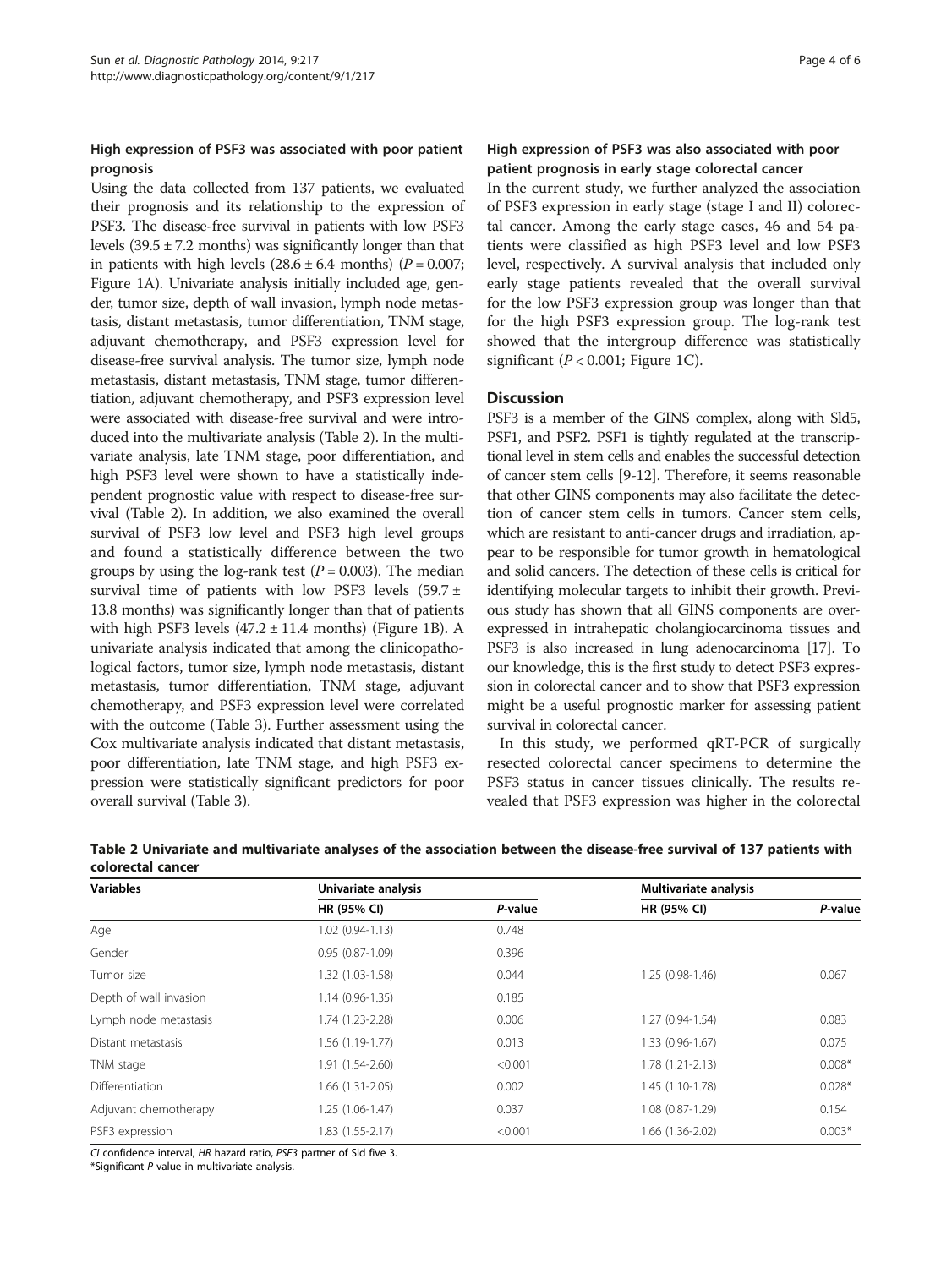### High expression of PSF3 was associated with poor patient prognosis

Using the data collected from 137 patients, we evaluated their prognosis and its relationship to the expression of PSF3. The disease-free survival in patients with low PSF3 levels (39.5 ± 7.2 months) was significantly longer than that in patients with high levels (28.6 ± 6.4 months) ($P = 0.007$; Figure 1A). Univariate analysis initially included age, gender, tumor size, depth of wall invasion, lymph node metastasis, distant metastasis, tumor differentiation, TNM stage, adjuvant chemotherapy, and PSF3 expression level for disease-free survival analysis. The tumor size, lymph node metastasis, distant metastasis, TNM stage, tumor differentiation, adjuvant chemotherapy, and PSF3 expression level were associated with disease-free survival and were introduced into the multivariate analysis (Table 2). In the multivariate analysis, late TNM stage, poor differentiation, and high PSF3 level were shown to have a statistically independent prognostic value with respect to disease-free survival (Table 2). In addition, we also examined the overall survival of PSF3 low level and PSF3 high level groups and found a statistically difference between the two groups by using the log-rank test ($P = 0.003$). The median survival time of patients with low PSF3 levels (59.7 ± 13.8 months) was significantly longer than that of patients with high PSF3 levels (47.2 ± 11.4 months) (Figure 1B). A univariate analysis indicated that among the clinicopathological factors, tumor size, lymph node metastasis, distant metastasis, tumor differentiation, TNM stage, adjuvant chemotherapy, and PSF3 expression level were correlated with the outcome (Table 3). Further assessment using the Cox multivariate analysis indicated that distant metastasis, poor differentiation, late TNM stage, and high PSF3 expression were statistically significant predictors for poor overall survival (Table 3).

### High expression of PSF3 was also associated with poor patient prognosis in early stage colorectal cancer

In the current study, we further analyzed the association of PSF3 expression in early stage (stage I and II) colorectal cancer. Among the early stage cases, 46 and 54 patients were classified as high PSF3 level and low PSF3 level, respectively. A survival analysis that included only early stage patients revealed that the overall survival for the low PSF3 expression group was longer than that for the high PSF3 expression group. The log-rank test showed that the intergroup difference was statistically significant ($P < 0.001$; Figure 1C).

## Discussion

PSF3 is a member of the GINS complex, along with Sld5, PSF1, and PSF2. PSF1 is tightly regulated at the transcriptional level in stem cells and enables the successful detection of cancer stem cells [9-12]. Therefore, it seems reasonable that other GINS components may also facilitate the detection of cancer stem cells in tumors. Cancer stem cells, which are resistant to anti-cancer drugs and irradiation, appear to be responsible for tumor growth in hematological and solid cancers. The detection of these cells is critical for identifying molecular targets to inhibit their growth. Previous study has shown that all GINS components are overexpressed in intrahepatic cholangiocarcinoma tissues and PSF3 is also increased in lung adenocarcinoma [17]. To our knowledge, this is the first study to detect PSF3 expression in colorectal cancer and to show that PSF3 expression might be a useful prognostic marker for assessing patient survival in colorectal cancer.

In this study, we performed qRT-PCR of surgically resected colorectal cancer specimens to determine the PSF3 status in cancer tissues clinically. The results revealed that PSF3 expression was higher in the colorectal

**Table 2 Univariate and multivariate analyses of the association between the disease-free survival of 137 patients with colorectal cancer**

| Variables | Univariate analysis | | Multivariate analysis | |
|---|---|---|---|---|
| | HR (95% CI) | *P*-value | HR (95% CI) | *P*-value |
| Age | 1.02 (0.94-1.13) | 0.748 | | |
| Gender | 0.95 (0.87-1.09) | 0.396 | | |
| Tumor size | 1.32 (1.03-1.58) | 0.044 | 1.25 (0.98-1.46) | 0.067 |
| Depth of wall invasion | 1.14 (0.96-1.35) | 0.185 | | |
| Lymph node metastasis | 1.74 (1.23-2.28) | 0.006 | 1.27 (0.94-1.54) | 0.083 |
| Distant metastasis | 1.56 (1.19-1.77) | 0.013 | 1.33 (0.96-1.67) | 0.075 |
| TNM stage | 1.91 (1.54-2.60) | <0.001 | 1.78 (1.21-2.13) | 0.008* |
| Differentiation | 1.66 (1.31-2.05) | 0.002 | 1.45 (1.10-1.78) | 0.028* |
| Adjuvant chemotherapy | 1.25 (1.06-1.47) | 0.037 | 1.08 (0.87-1.29) | 0.154 |
| PSF3 expression | 1.83 (1.55-2.17) | <0.001 | 1.66 (1.36-2.02) | 0.003* |

*CI* confidence interval, *HR* hazard ratio, *PSF3* partner of Sld five 3.
*Significant *P*-value in multivariate analysis.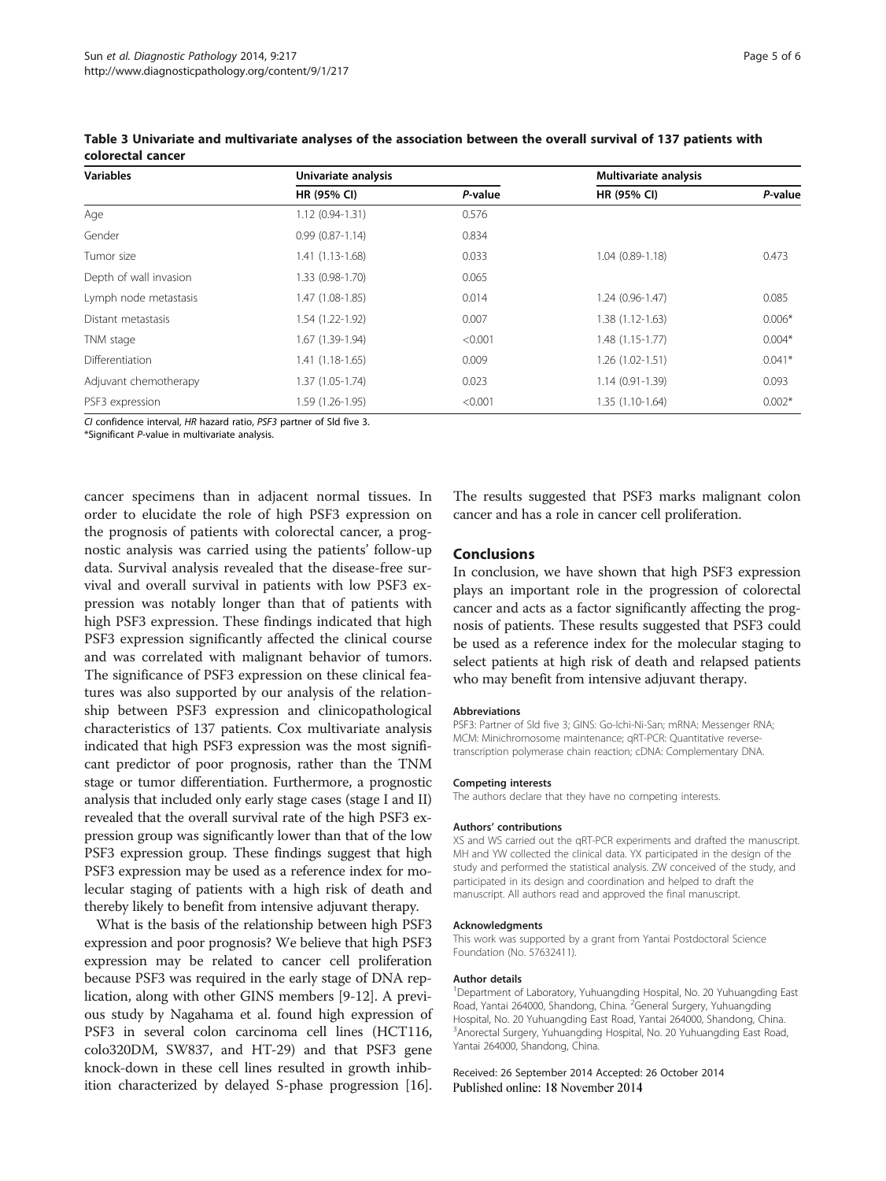**Table 3 Univariate and multivariate analyses of the association between the overall survival of 137 patients with colorectal cancer**

| Variables | Univariate analysis | | Multivariate analysis | |
|---|---|---|---|---|
| | HR (95% CI) | *P*-value | HR (95% CI) | *P*-value |
| Age | 1.12 (0.94-1.31) | 0.576 | | |
| Gender | 0.99 (0.87-1.14) | 0.834 | | |
| Tumor size | 1.41 (1.13-1.68) | 0.033 | 1.04 (0.89-1.18) | 0.473 |
| Depth of wall invasion | 1.33 (0.98-1.70) | 0.065 | | |
| Lymph node metastasis | 1.47 (1.08-1.85) | 0.014 | 1.24 (0.96-1.47) | 0.085 |
| Distant metastasis | 1.54 (1.22-1.92) | 0.007 | 1.38 (1.12-1.63) | 0.006* |
| TNM stage | 1.67 (1.39-1.94) | <0.001 | 1.48 (1.15-1.77) | 0.004* |
| Differentiation | 1.41 (1.18-1.65) | 0.009 | 1.26 (1.02-1.51) | 0.041* |
| Adjuvant chemotherapy | 1.37 (1.05-1.74) | 0.023 | 1.14 (0.91-1.39) | 0.093 |
| PSF3 expression | 1.59 (1.26-1.95) | <0.001 | 1.35 (1.10-1.64) | 0.002* |

*CI* confidence interval, *HR* hazard ratio, *PSF3* partner of Sld five 3.
*Significant *P*-value in multivariate analysis.

cancer specimens than in adjacent normal tissues. In order to elucidate the role of high PSF3 expression on the prognosis of patients with colorectal cancer, a prognostic analysis was carried using the patients' follow-up data. Survival analysis revealed that the disease-free survival and overall survival in patients with low PSF3 expression was notably longer than that of patients with high PSF3 expression. These findings indicated that high PSF3 expression significantly affected the clinical course and was correlated with malignant behavior of tumors. The significance of PSF3 expression on these clinical features was also supported by our analysis of the relationship between PSF3 expression and clinicopathological characteristics of 137 patients. Cox multivariate analysis indicated that high PSF3 expression was the most significant predictor of poor prognosis, rather than the TNM stage or tumor differentiation. Furthermore, a prognostic analysis that included only early stage cases (stage I and II) revealed that the overall survival rate of the high PSF3 expression group was significantly lower than that of the low PSF3 expression group. These findings suggest that high PSF3 expression may be used as a reference index for molecular staging of patients with a high risk of death and thereby likely to benefit from intensive adjuvant therapy.

What is the basis of the relationship between high PSF3 expression and poor prognosis? We believe that high PSF3 expression may be related to cancer cell proliferation because PSF3 was required in the early stage of DNA replication, along with other GINS members [9-12]. A previous study by Nagahama et al. found high expression of PSF3 in several colon carcinoma cell lines (HCT116, colo320DM, SW837, and HT-29) and that PSF3 gene knock-down in these cell lines resulted in growth inhibition characterized by delayed S-phase progression [16]. The results suggested that PSF3 marks malignant colon cancer and has a role in cancer cell proliferation.

## Conclusions

In conclusion, we have shown that high PSF3 expression plays an important role in the progression of colorectal cancer and acts as a factor significantly affecting the prognosis of patients. These results suggested that PSF3 could be used as a reference index for the molecular staging to select patients at high risk of death and relapsed patients who may benefit from intensive adjuvant therapy.

#### Abbreviations

PSF3: Partner of Sld five 3; GINS: Go-Ichi-Ni-San; mRNA: Messenger RNA; MCM: Minichromosome maintenance; qRT-PCR: Quantitative reverse-transcription polymerase chain reaction; cDNA: Complementary DNA.

#### Competing interests

The authors declare that they have no competing interests.

#### Authors' contributions

XS and WS carried out the qRT-PCR experiments and drafted the manuscript. MH and YW collected the clinical data. YX participated in the design of the study and performed the statistical analysis. ZW conceived of the study, and participated in its design and coordination and helped to draft the manuscript. All authors read and approved the final manuscript.

#### Acknowledgments

This work was supported by a grant from Yantai Postdoctoral Science Foundation (No. 57632411).

#### Author details

[1]Department of Laboratory, Yuhuangding Hospital, No. 20 Yuhuangding East Road, Yantai 264000, Shandong, China. [2]General Surgery, Yuhuangding Hospital, No. 20 Yuhuangding East Road, Yantai 264000, Shandong, China. [3]Anorectal Surgery, Yuhuangding Hospital, No. 20 Yuhuangding East Road, Yantai 264000, Shandong, China.

Received: 26 September 2014 Accepted: 26 October 2014
Published online: 18 November 2014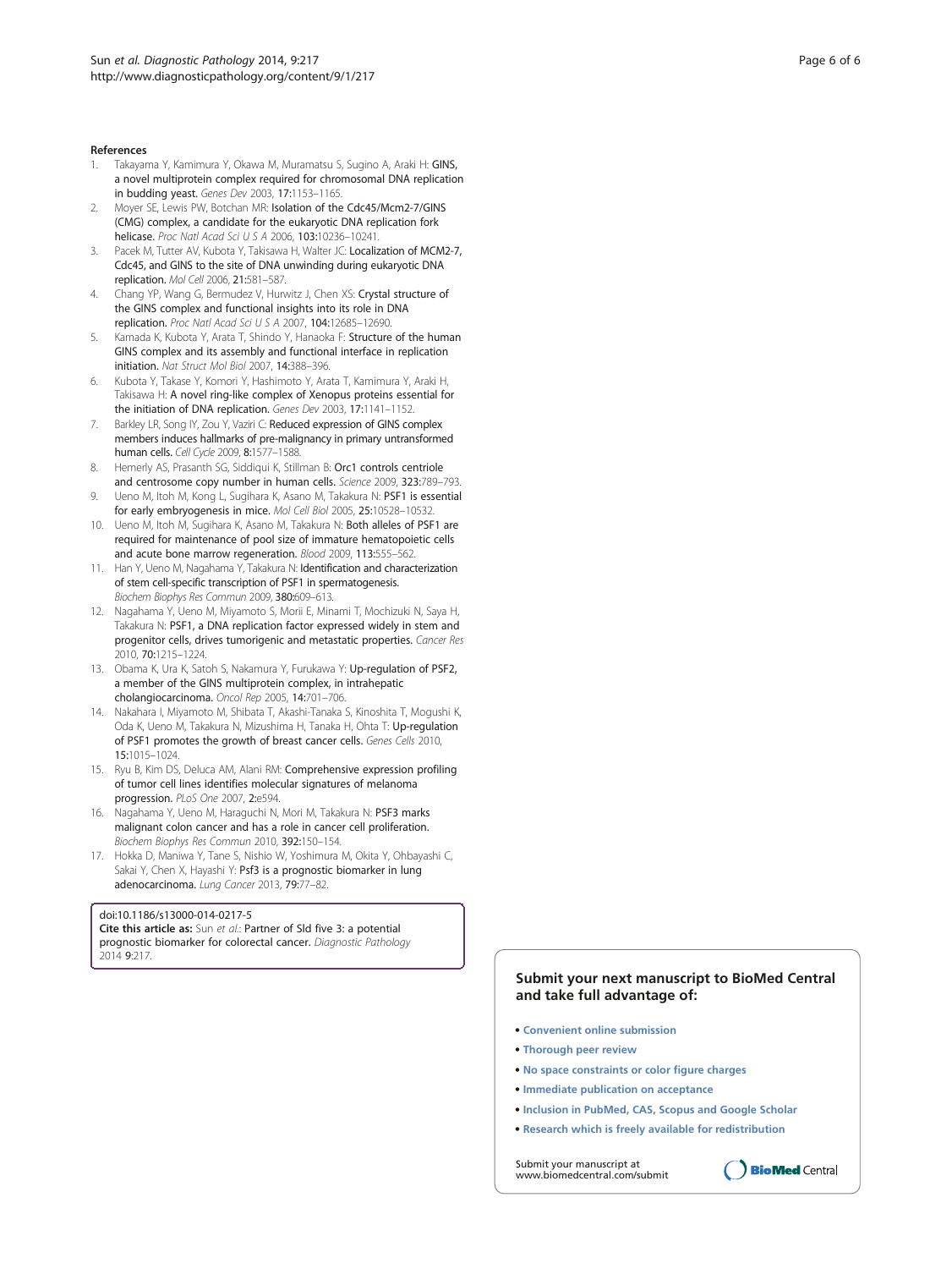## References

1. Takayama Y, Kamimura Y, Okawa M, Muramatsu S, Sugino A, Araki H: **GINS, a novel multiprotein complex required for chromosomal DNA replication in budding yeast.** *Genes Dev* 2003, **17:**1153–1165.
2. Moyer SE, Lewis PW, Botchan MR: **Isolation of the Cdc45/Mcm2-7/GINS (CMG) complex, a candidate for the eukaryotic DNA replication fork helicase.** *Proc Natl Acad Sci U S A* 2006, **103:**10236–10241.
3. Pacek M, Tutter AV, Kubota Y, Takisawa H, Walter JC: **Localization of MCM2-7, Cdc45, and GINS to the site of DNA unwinding during eukaryotic DNA replication.** *Mol Cell* 2006, **21:**581–587.
4. Chang YP, Wang G, Bermudez V, Hurwitz J, Chen XS: **Crystal structure of the GINS complex and functional insights into its role in DNA replication.** *Proc Natl Acad Sci U S A* 2007, **104:**12685–12690.
5. Kamada K, Kubota Y, Arata T, Shindo Y, Hanaoka F: **Structure of the human GINS complex and its assembly and functional interface in replication initiation.** *Nat Struct Mol Biol* 2007, **14:**388–396.
6. Kubota Y, Takase Y, Komori Y, Hashimoto Y, Arata T, Kamimura Y, Araki H, Takisawa H: **A novel ring-like complex of Xenopus proteins essential for the initiation of DNA replication.** *Genes Dev* 2003, **17:**1141–1152.
7. Barkley LR, Song IY, Zou Y, Vaziri C: **Reduced expression of GINS complex members induces hallmarks of pre-malignancy in primary untransformed human cells.** *Cell Cycle* 2009, **8:**1577–1588.
8. Hemerly AS, Prasanth SG, Siddiqui K, Stillman B: **Orc1 controls centriole and centrosome copy number in human cells.** *Science* 2009, **323:**789–793.
9. Ueno M, Itoh M, Kong L, Sugihara K, Asano M, Takakura N: **PSF1 is essential for early embryogenesis in mice.** *Mol Cell Biol* 2005, **25:**10528–10532.
10. Ueno M, Itoh M, Sugihara K, Asano M, Takakura N: **Both alleles of PSF1 are required for maintenance of pool size of immature hematopoietic cells and acute bone marrow regeneration.** *Blood* 2009, **113:**555–562.
11. Han Y, Ueno M, Nagahama Y, Takakura N: **Identification and characterization of stem cell-specific transcription of PSF1 in spermatogenesis.** *Biochem Biophys Res Commun* 2009, **380:**609–613.
12. Nagahama Y, Ueno M, Miyamoto S, Morii E, Minami T, Mochizuki N, Saya H, Takakura N: **PSF1, a DNA replication factor expressed widely in stem and progenitor cells, drives tumorigenic and metastatic properties.** *Cancer Res* 2010, **70:**1215–1224.
13. Obama K, Ura K, Satoh S, Nakamura Y, Furukawa Y: **Up-regulation of PSF2, a member of the GINS multiprotein complex, in intrahepatic cholangiocarcinoma.** *Oncol Rep* 2005, **14:**701–706.
14. Nakahara I, Miyamoto M, Shibata T, Akashi-Tanaka S, Kinoshita T, Mogushi K, Oda K, Ueno M, Takakura N, Mizushima H, Tanaka H, Ohta T: **Up-regulation of PSF1 promotes the growth of breast cancer cells.** *Genes Cells* 2010, **15:**1015–1024.
15. Ryu B, Kim DS, Deluca AM, Alani RM: **Comprehensive expression profiling of tumor cell lines identifies molecular signatures of melanoma progression.** *PLoS One* 2007, **2:**e594.
16. Nagahama Y, Ueno M, Haraguchi N, Mori M, Takakura N: **PSF3 marks malignant colon cancer and has a role in cancer cell proliferation.** *Biochem Biophys Res Commun* 2010, **392:**150–154.
17. Hokka D, Maniwa Y, Tane S, Nishio W, Yoshimura M, Okita Y, Ohbayashi C, Sakai Y, Chen X, Hayashi Y: **Psf3 is a prognostic biomarker in lung adenocarcinoma.** *Lung Cancer* 2013, **79:**77–82.

doi:10.1186/s13000-014-0217-5

**Cite this article as:** Sun *et al.*: Partner of Sld five 3: a potential prognostic biomarker for colorectal cancer. *Diagnostic Pathology* 2014 **9**:217.

**Submit your next manuscript to BioMed Central and take full advantage of:**

- **Convenient online submission**
- **Thorough peer review**
- **No space constraints or color figure charges**
- **Immediate publication on acceptance**
- **Inclusion in PubMed, CAS, Scopus and Google Scholar**
- **Research which is freely available for redistribution**

Submit your manuscript at www.biomedcentral.com/submit

BioMed Central